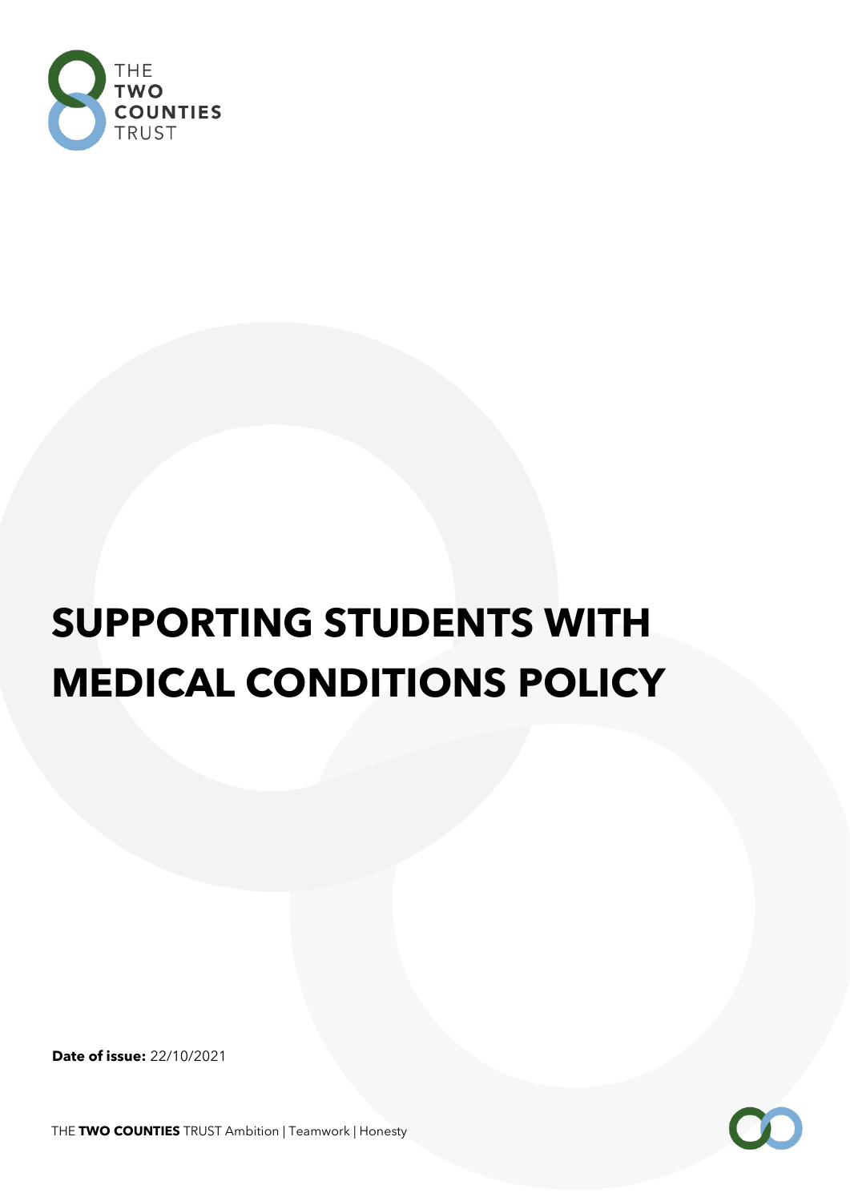# SUPPORTING STUDENTS WITH MEDICAL CONDITIONS POLICY

**Date of issue:** 22/10/2021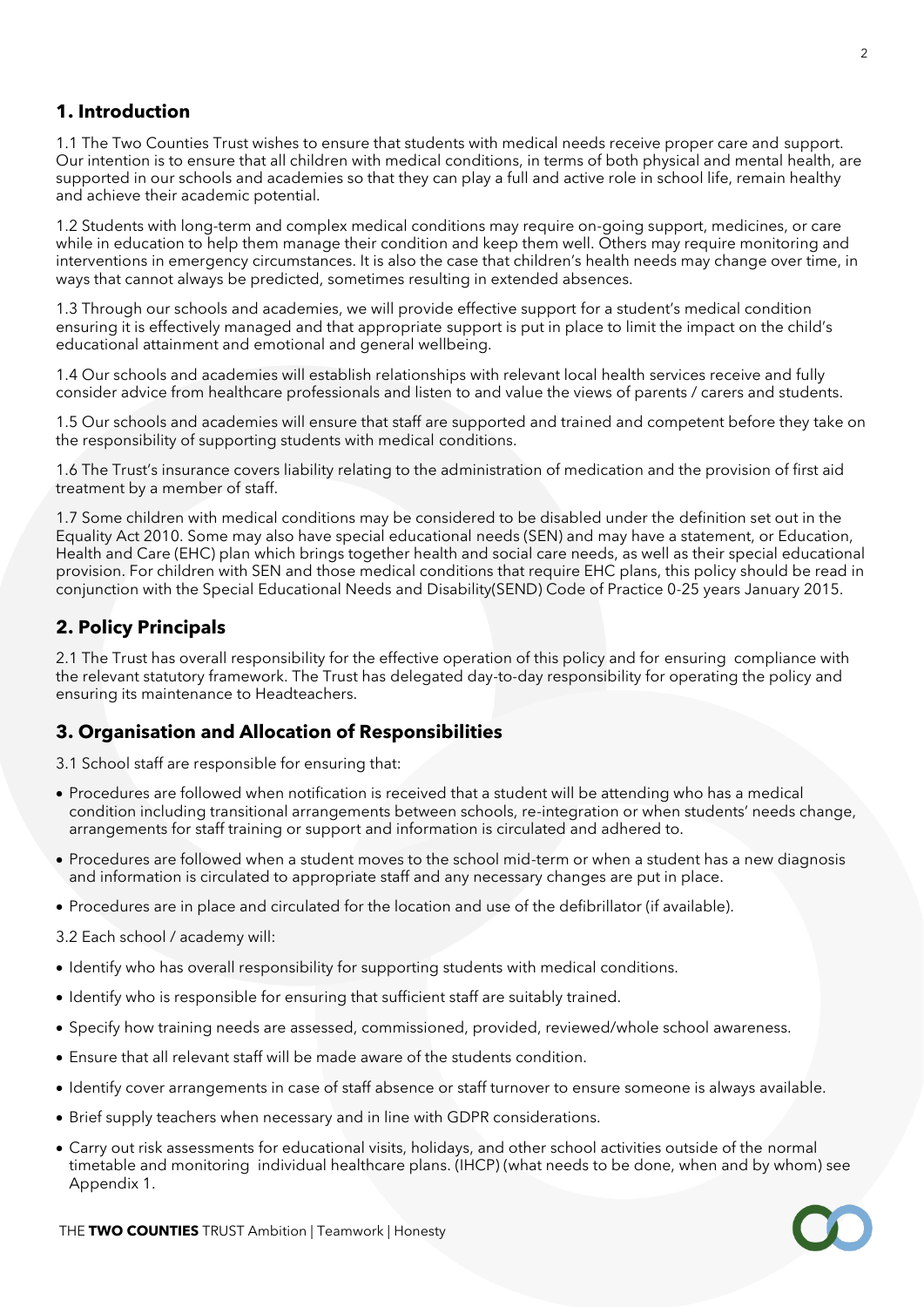## 1. Introduction

1.1 The Two Counties Trust wishes to ensure that students with medical needs receive proper care and support. Our intention is to ensure that all children with medical conditions, in terms of both physical and mental health, are supported in our schools and academies so that they can play a full and active role in school life, remain healthy and achieve their academic potential.

1.2 Students with long-term and complex medical conditions may require on-going support, medicines, or care while in education to help them manage their condition and keep them well. Others may require monitoring and interventions in emergency circumstances. It is also the case that children's health needs may change over time, in ways that cannot always be predicted, sometimes resulting in extended absences.

1.3 Through our schools and academies, we will provide effective support for a student's medical condition ensuring it is effectively managed and that appropriate support is put in place to limit the impact on the child's educational attainment and emotional and general wellbeing.

1.4 Our schools and academies will establish relationships with relevant local health services receive and fully consider advice from healthcare professionals and listen to and value the views of parents / carers and students.

1.5 Our schools and academies will ensure that staff are supported and trained and competent before they take on the responsibility of supporting students with medical conditions.

1.6 The Trust's insurance covers liability relating to the administration of medication and the provision of first aid treatment by a member of staff.

1.7 Some children with medical conditions may be considered to be disabled under the definition set out in the Equality Act 2010. Some may also have special educational needs (SEN) and may have a statement, or Education, Health and Care (EHC) plan which brings together health and social care needs, as well as their special educational provision. For children with SEN and those medical conditions that require EHC plans, this policy should be read in conjunction with the Special Educational Needs and Disability(SEND) Code of Practice 0-25 years January 2015.

## 2. Policy Principals

2.1 The Trust has overall responsibility for the effective operation of this policy and for ensuring compliance with the relevant statutory framework. The Trust has delegated day-to-day responsibility for operating the policy and ensuring its maintenance to Headteachers.

## 3. Organisation and Allocation of Responsibilities

3.1 School staff are responsible for ensuring that:

- Procedures are followed when notification is received that a student will be attending who has a medical condition including transitional arrangements between schools, re-integration or when students' needs change, arrangements for staff training or support and information is circulated and adhered to.
- Procedures are followed when a student moves to the school mid-term or when a student has a new diagnosis and information is circulated to appropriate staff and any necessary changes are put in place.
- Procedures are in place and circulated for the location and use of the defibrillator (if available).

3.2 Each school / academy will:

- Identify who has overall responsibility for supporting students with medical conditions.
- Identify who is responsible for ensuring that sufficient staff are suitably trained.
- Specify how training needs are assessed, commissioned, provided, reviewed/whole school awareness.
- Ensure that all relevant staff will be made aware of the students condition.
- Identify cover arrangements in case of staff absence or staff turnover to ensure someone is always available.
- Brief supply teachers when necessary and in line with GDPR considerations.
- Carry out risk assessments for educational visits, holidays, and other school activities outside of the normal timetable and monitoring individual healthcare plans. (IHCP) (what needs to be done, when and by whom) see Appendix 1.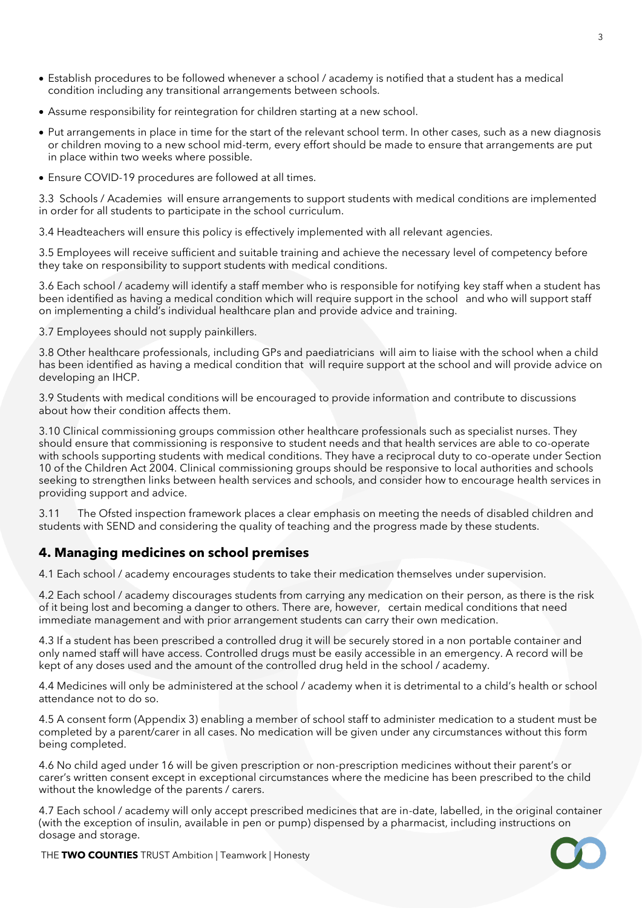- Establish procedures to be followed whenever a school / academy is notified that a student has a medical condition including any transitional arrangements between schools.
- Assume responsibility for reintegration for children starting at a new school.
- Put arrangements in place in time for the start of the relevant school term. In other cases, such as a new diagnosis or children moving to a new school mid-term, every effort should be made to ensure that arrangements are put in place within two weeks where possible.
- Ensure COVID-19 procedures are followed at all times.

3.3 Schools / Academies will ensure arrangements to support students with medical conditions are implemented in order for all students to participate in the school curriculum.

3.4 Headteachers will ensure this policy is effectively implemented with all relevant agencies.

3.5 Employees will receive sufficient and suitable training and achieve the necessary level of competency before they take on responsibility to support students with medical conditions.

3.6 Each school / academy will identify a staff member who is responsible for notifying key staff when a student has been identified as having a medical condition which will require support in the school and who will support staff on implementing a child's individual healthcare plan and provide advice and training.

3.7 Employees should not supply painkillers.

3.8 Other healthcare professionals, including GPs and paediatricians will aim to liaise with the school when a child has been identified as having a medical condition that will require support at the school and will provide advice on developing an IHCP.

3.9 Students with medical conditions will be encouraged to provide information and contribute to discussions about how their condition affects them.

3.10 Clinical commissioning groups commission other healthcare professionals such as specialist nurses. They should ensure that commissioning is responsive to student needs and that health services are able to co-operate with schools supporting students with medical conditions. They have a reciprocal duty to co-operate under Section 10 of the Children Act 2004. Clinical commissioning groups should be responsive to local authorities and schools seeking to strengthen links between health services and schools, and consider how to encourage health services in providing support and advice.

3.11 The Ofsted inspection framework places a clear emphasis on meeting the needs of disabled children and students with SEND and considering the quality of teaching and the progress made by these students.

## 4. Managing medicines on school premises

4.1 Each school / academy encourages students to take their medication themselves under supervision.

4.2 Each school / academy discourages students from carrying any medication on their person, as there is the risk of it being lost and becoming a danger to others. There are, however, certain medical conditions that need immediate management and with prior arrangement students can carry their own medication.

4.3 If a student has been prescribed a controlled drug it will be securely stored in a non portable container and only named staff will have access. Controlled drugs must be easily accessible in an emergency. A record will be kept of any doses used and the amount of the controlled drug held in the school / academy.

4.4 Medicines will only be administered at the school / academy when it is detrimental to a child's health or school attendance not to do so.

4.5 A consent form (Appendix 3) enabling a member of school staff to administer medication to a student must be completed by a parent/carer in all cases. No medication will be given under any circumstances without this form being completed.

4.6 No child aged under 16 will be given prescription or non-prescription medicines without their parent's or carer's written consent except in exceptional circumstances where the medicine has been prescribed to the child without the knowledge of the parents / carers.

4.7 Each school / academy will only accept prescribed medicines that are in-date, labelled, in the original container (with the exception of insulin, available in pen or pump) dispensed by a pharmacist, including instructions on dosage and storage.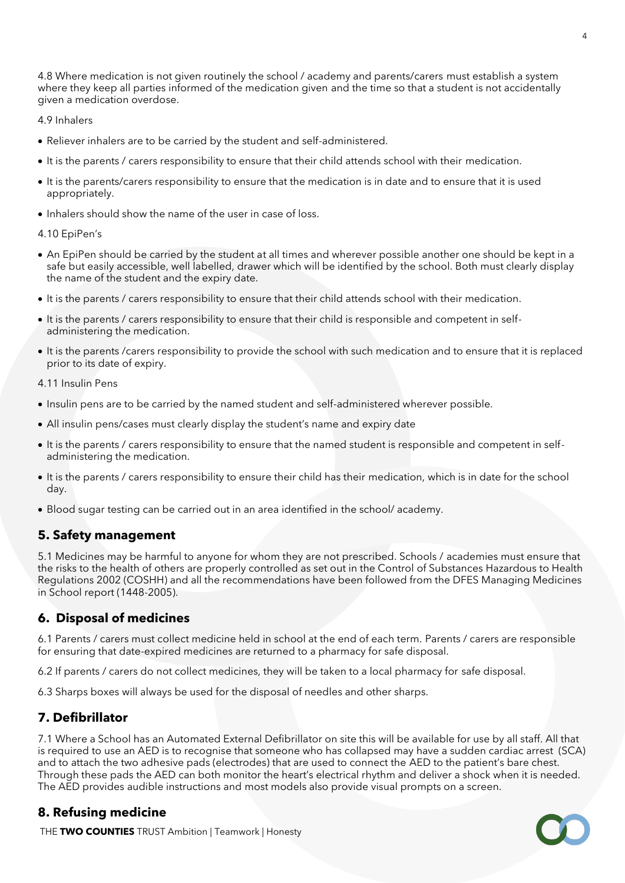4.8 Where medication is not given routinely the school / academy and parents/carers must establish a system where they keep all parties informed of the medication given and the time so that a student is not accidentally given a medication overdose.

4.9 Inhalers

- Reliever inhalers are to be carried by the student and self-administered.
- It is the parents / carers responsibility to ensure that their child attends school with their medication.
- It is the parents/carers responsibility to ensure that the medication is in date and to ensure that it is used appropriately.
- Inhalers should show the name of the user in case of loss.

4.10 EpiPen's

- An EpiPen should be carried by the student at all times and wherever possible another one should be kept in a safe but easily accessible, well labelled, drawer which will be identified by the school. Both must clearly display the name of the student and the expiry date.
- It is the parents / carers responsibility to ensure that their child attends school with their medication.
- It is the parents / carers responsibility to ensure that their child is responsible and competent in self-administering the medication.
- It is the parents /carers responsibility to provide the school with such medication and to ensure that it is replaced prior to its date of expiry.

4.11 Insulin Pens

- Insulin pens are to be carried by the named student and self-administered wherever possible.
- All insulin pens/cases must clearly display the student's name and expiry date
- It is the parents / carers responsibility to ensure that the named student is responsible and competent in self-administering the medication.
- It is the parents / carers responsibility to ensure their child has their medication, which is in date for the school day.
- Blood sugar testing can be carried out in an area identified in the school/ academy.

## 5. Safety management

5.1 Medicines may be harmful to anyone for whom they are not prescribed. Schools / academies must ensure that the risks to the health of others are properly controlled as set out in the Control of Substances Hazardous to Health Regulations 2002 (COSHH) and all the recommendations have been followed from the DFES Managing Medicines in School report (1448-2005).

## 6. Disposal of medicines

6.1 Parents / carers must collect medicine held in school at the end of each term. Parents / carers are responsible for ensuring that date-expired medicines are returned to a pharmacy for safe disposal.

6.2 If parents / carers do not collect medicines, they will be taken to a local pharmacy for safe disposal.

6.3 Sharps boxes will always be used for the disposal of needles and other sharps.

## 7. Defibrillator

7.1 Where a School has an Automated External Defibrillator on site this will be available for use by all staff. All that is required to use an AED is to recognise that someone who has collapsed may have a sudden cardiac arrest (SCA) and to attach the two adhesive pads (electrodes) that are used to connect the AED to the patient's bare chest. Through these pads the AED can both monitor the heart's electrical rhythm and deliver a shock when it is needed. The AED provides audible instructions and most models also provide visual prompts on a screen.

## 8. Refusing medicine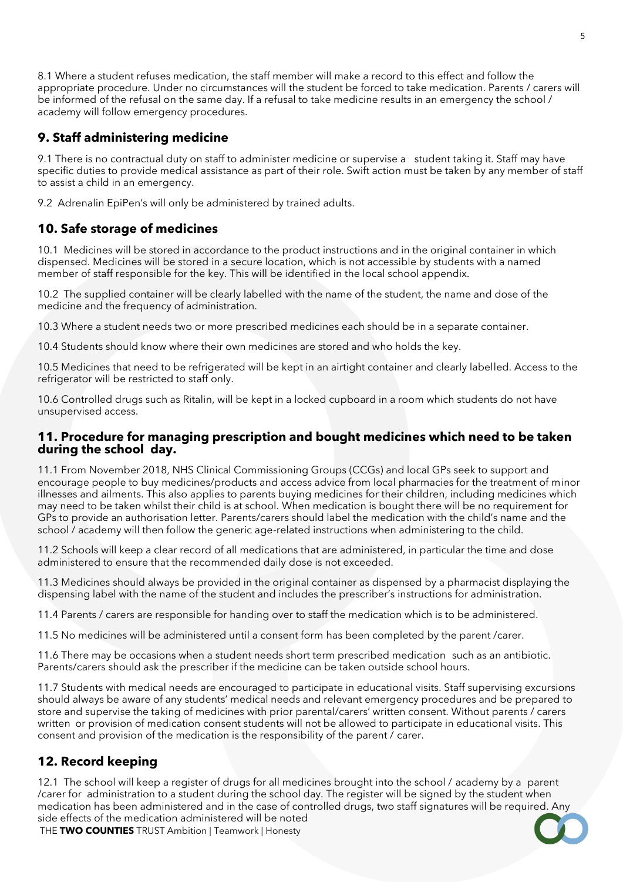8.1 Where a student refuses medication, the staff member will make a record to this effect and follow the appropriate procedure. Under no circumstances will the student be forced to take medication. Parents / carers will be informed of the refusal on the same day. If a refusal to take medicine results in an emergency the school / academy will follow emergency procedures.

## 9. Staff administering medicine

9.1 There is no contractual duty on staff to administer medicine or supervise a student taking it. Staff may have specific duties to provide medical assistance as part of their role. Swift action must be taken by any member of staff to assist a child in an emergency.

9.2 Adrenalin EpiPen's will only be administered by trained adults.

## 10. Safe storage of medicines

10.1 Medicines will be stored in accordance to the product instructions and in the original container in which dispensed. Medicines will be stored in a secure location, which is not accessible by students with a named member of staff responsible for the key. This will be identified in the local school appendix.

10.2 The supplied container will be clearly labelled with the name of the student, the name and dose of the medicine and the frequency of administration.

10.3 Where a student needs two or more prescribed medicines each should be in a separate container.

10.4 Students should know where their own medicines are stored and who holds the key.

10.5 Medicines that need to be refrigerated will be kept in an airtight container and clearly labelled. Access to the refrigerator will be restricted to staff only.

10.6 Controlled drugs such as Ritalin, will be kept in a locked cupboard in a room which students do not have unsupervised access.

## 11. Procedure for managing prescription and bought medicines which need to be taken during the school day.

11.1 From November 2018, NHS Clinical Commissioning Groups (CCGs) and local GPs seek to support and encourage people to buy medicines/products and access advice from local pharmacies for the treatment of minor illnesses and ailments. This also applies to parents buying medicines for their children, including medicines which may need to be taken whilst their child is at school. When medication is bought there will be no requirement for GPs to provide an authorisation letter. Parents/carers should label the medication with the child's name and the school / academy will then follow the generic age-related instructions when administering to the child.

11.2 Schools will keep a clear record of all medications that are administered, in particular the time and dose administered to ensure that the recommended daily dose is not exceeded.

11.3 Medicines should always be provided in the original container as dispensed by a pharmacist displaying the dispensing label with the name of the student and includes the prescriber's instructions for administration.

11.4 Parents / carers are responsible for handing over to staff the medication which is to be administered.

11.5 No medicines will be administered until a consent form has been completed by the parent /carer.

11.6 There may be occasions when a student needs short term prescribed medication such as an antibiotic. Parents/carers should ask the prescriber if the medicine can be taken outside school hours.

11.7 Students with medical needs are encouraged to participate in educational visits. Staff supervising excursions should always be aware of any students' medical needs and relevant emergency procedures and be prepared to store and supervise the taking of medicines with prior parental/carers' written consent. Without parents / carers written or provision of medication consent students will not be allowed to participate in educational visits. This consent and provision of the medication is the responsibility of the parent / carer.

## 12. Record keeping

12.1 The school will keep a register of drugs for all medicines brought into the school / academy by a parent /carer for administration to a student during the school day. The register will be signed by the student when medication has been administered and in the case of controlled drugs, two staff signatures will be required. Any side effects of the medication administered will be noted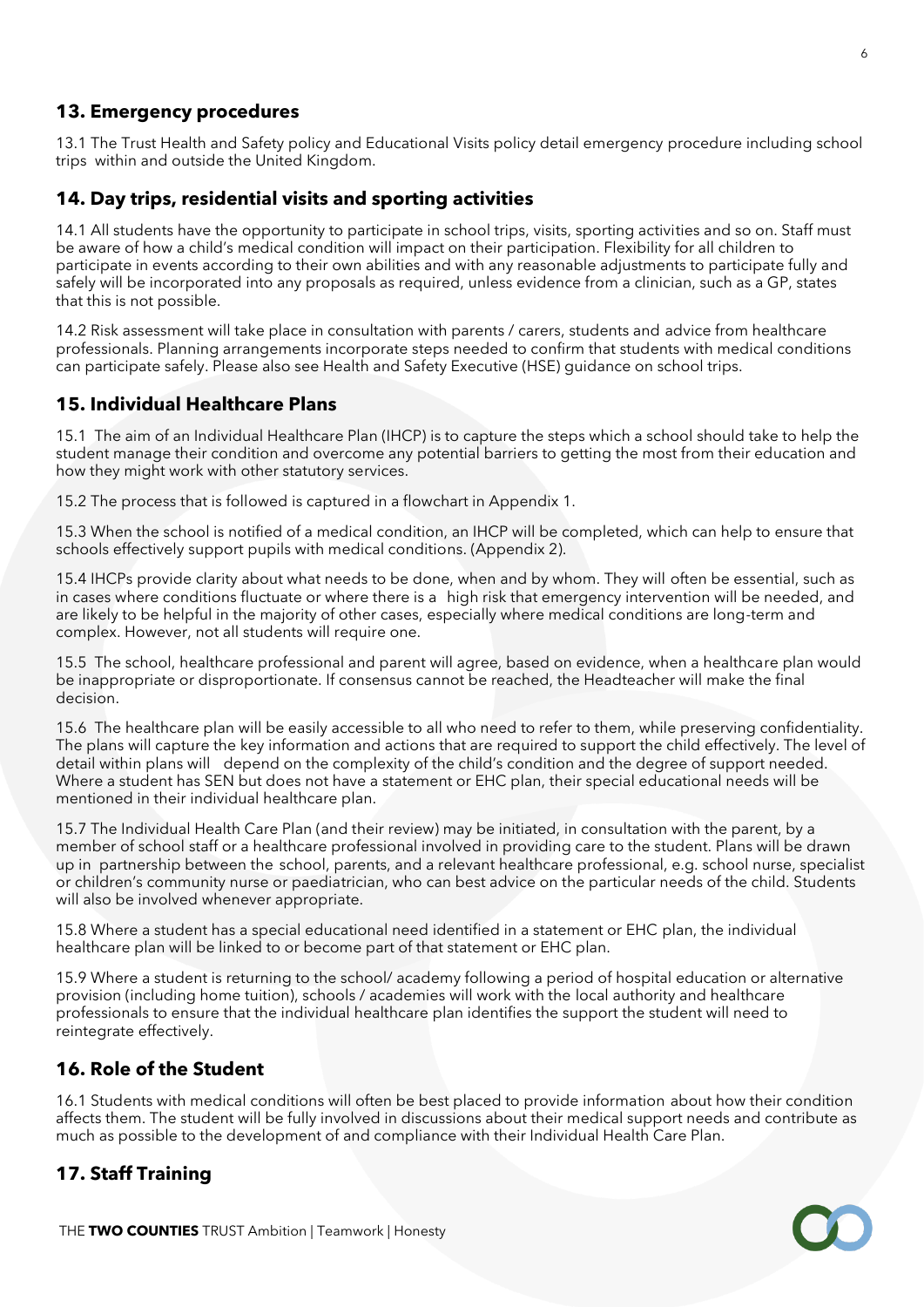## 13. Emergency procedures

13.1 The Trust Health and Safety policy and Educational Visits policy detail emergency procedure including school trips within and outside the United Kingdom.

## 14. Day trips, residential visits and sporting activities

14.1 All students have the opportunity to participate in school trips, visits, sporting activities and so on. Staff must be aware of how a child's medical condition will impact on their participation. Flexibility for all children to participate in events according to their own abilities and with any reasonable adjustments to participate fully and safely will be incorporated into any proposals as required, unless evidence from a clinician, such as a GP, states that this is not possible.

14.2 Risk assessment will take place in consultation with parents / carers, students and advice from healthcare professionals. Planning arrangements incorporate steps needed to confirm that students with medical conditions can participate safely. Please also see Health and Safety Executive (HSE) guidance on school trips.

## 15. Individual Healthcare Plans

15.1 The aim of an Individual Healthcare Plan (IHCP) is to capture the steps which a school should take to help the student manage their condition and overcome any potential barriers to getting the most from their education and how they might work with other statutory services.

15.2 The process that is followed is captured in a flowchart in Appendix 1.

15.3 When the school is notified of a medical condition, an IHCP will be completed, which can help to ensure that schools effectively support pupils with medical conditions. (Appendix 2).

15.4 IHCPs provide clarity about what needs to be done, when and by whom. They will often be essential, such as in cases where conditions fluctuate or where there is a high risk that emergency intervention will be needed, and are likely to be helpful in the majority of other cases, especially where medical conditions are long-term and complex. However, not all students will require one.

15.5 The school, healthcare professional and parent will agree, based on evidence, when a healthcare plan would be inappropriate or disproportionate. If consensus cannot be reached, the Headteacher will make the final decision.

15.6 The healthcare plan will be easily accessible to all who need to refer to them, while preserving confidentiality. The plans will capture the key information and actions that are required to support the child effectively. The level of detail within plans will depend on the complexity of the child's condition and the degree of support needed. Where a student has SEN but does not have a statement or EHC plan, their special educational needs will be mentioned in their individual healthcare plan.

15.7 The Individual Health Care Plan (and their review) may be initiated, in consultation with the parent, by a member of school staff or a healthcare professional involved in providing care to the student. Plans will be drawn up in partnership between the school, parents, and a relevant healthcare professional, e.g. school nurse, specialist or children's community nurse or paediatrician, who can best advice on the particular needs of the child. Students will also be involved whenever appropriate.

15.8 Where a student has a special educational need identified in a statement or EHC plan, the individual healthcare plan will be linked to or become part of that statement or EHC plan.

15.9 Where a student is returning to the school/ academy following a period of hospital education or alternative provision (including home tuition), schools / academies will work with the local authority and healthcare professionals to ensure that the individual healthcare plan identifies the support the student will need to reintegrate effectively.

## 16. Role of the Student

16.1 Students with medical conditions will often be best placed to provide information about how their condition affects them. The student will be fully involved in discussions about their medical support needs and contribute as much as possible to the development of and compliance with their Individual Health Care Plan.

## 17. Staff Training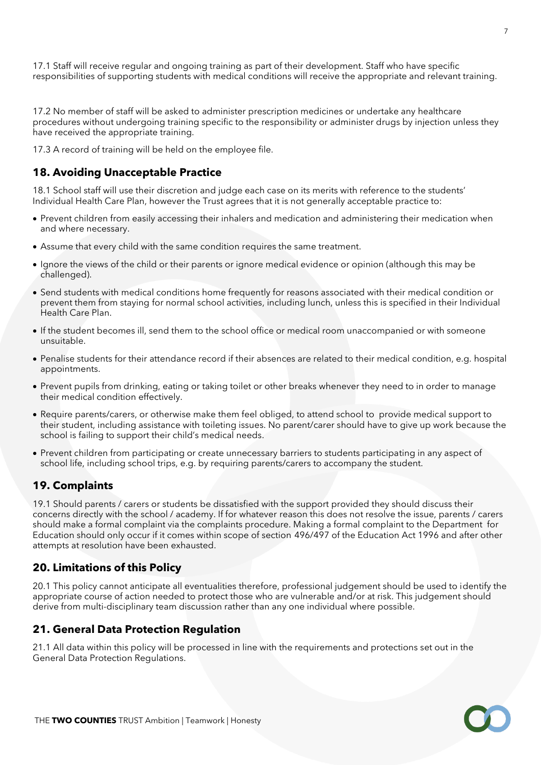17.1 Staff will receive regular and ongoing training as part of their development. Staff who have specific responsibilities of supporting students with medical conditions will receive the appropriate and relevant training.

17.2 No member of staff will be asked to administer prescription medicines or undertake any healthcare procedures without undergoing training specific to the responsibility or administer drugs by injection unless they have received the appropriate training.

17.3 A record of training will be held on the employee file.

## 18. Avoiding Unacceptable Practice

18.1 School staff will use their discretion and judge each case on its merits with reference to the students' Individual Health Care Plan, however the Trust agrees that it is not generally acceptable practice to:

- Prevent children from easily accessing their inhalers and medication and administering their medication when and where necessary.
- Assume that every child with the same condition requires the same treatment.
- Ignore the views of the child or their parents or ignore medical evidence or opinion (although this may be challenged).
- Send students with medical conditions home frequently for reasons associated with their medical condition or prevent them from staying for normal school activities, including lunch, unless this is specified in their Individual Health Care Plan.
- If the student becomes ill, send them to the school office or medical room unaccompanied or with someone unsuitable.
- Penalise students for their attendance record if their absences are related to their medical condition, e.g. hospital appointments.
- Prevent pupils from drinking, eating or taking toilet or other breaks whenever they need to in order to manage their medical condition effectively.
- Require parents/carers, or otherwise make them feel obliged, to attend school to provide medical support to their student, including assistance with toileting issues. No parent/carer should have to give up work because the school is failing to support their child's medical needs.
- Prevent children from participating or create unnecessary barriers to students participating in any aspect of school life, including school trips, e.g. by requiring parents/carers to accompany the student.

## 19. Complaints

19.1 Should parents / carers or students be dissatisfied with the support provided they should discuss their concerns directly with the school / academy. If for whatever reason this does not resolve the issue, parents / carers should make a formal complaint via the complaints procedure. Making a formal complaint to the Department for Education should only occur if it comes within scope of section 496/497 of the Education Act 1996 and after other attempts at resolution have been exhausted.

## 20. Limitations of this Policy

20.1 This policy cannot anticipate all eventualities therefore, professional judgement should be used to identify the appropriate course of action needed to protect those who are vulnerable and/or at risk. This judgement should derive from multi-disciplinary team discussion rather than any one individual where possible.

## 21. General Data Protection Regulation

21.1 All data within this policy will be processed in line with the requirements and protections set out in the General Data Protection Regulations.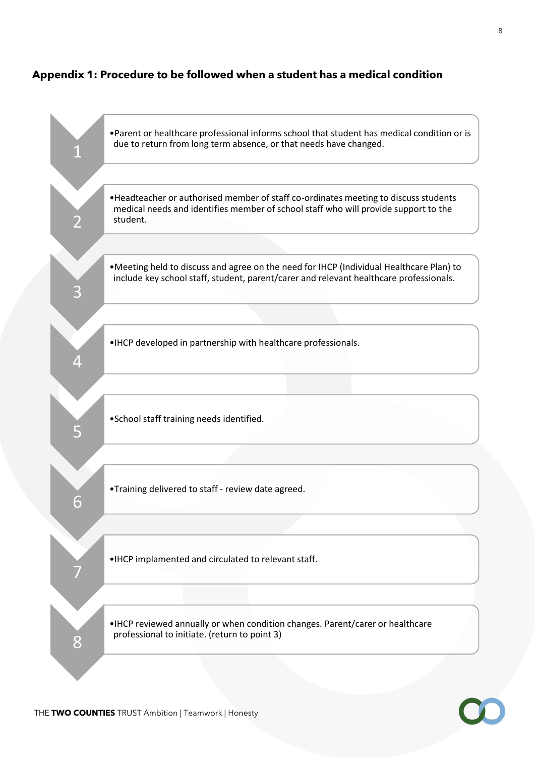## Appendix 1: Procedure to be followed when a student has a medical condition

1. Parent or healthcare professional informs school that student has medical condition or is due to return from long term absence, or that needs have changed.
2. Headteacher or authorised member of staff co-ordinates meeting to discuss students medical needs and identifies member of school staff who will provide support to the student.
3. Meeting held to discuss and agree on the need for IHCP (Individual Healthcare Plan) to include key school staff, student, parent/carer and relevant healthcare professionals.
4. IHCP developed in partnership with healthcare professionals.
5. School staff training needs identified.
6. Training delivered to staff - review date agreed.
7. IHCP implamented and circulated to relevant staff.
8. IHCP reviewed annually or when condition changes. Parent/carer or healthcare professional to initiate. (return to point 3)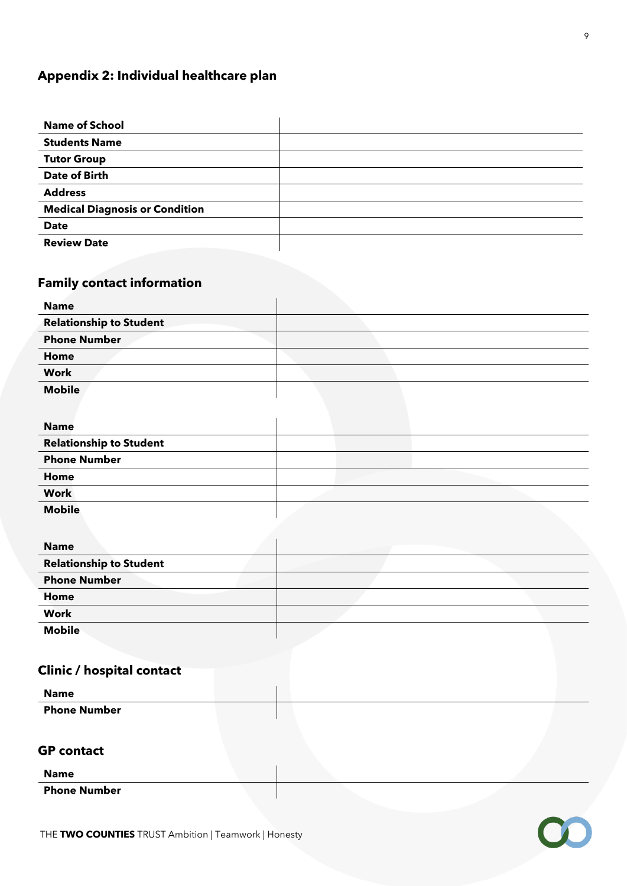## Appendix 2: Individual healthcare plan

| | |
|---|---|
| **Name of School** | |
| **Students Name** | |
| **Tutor Group** | |
| **Date of Birth** | |
| **Address** | |
| **Medical Diagnosis or Condition** | |
| **Date** | |
| **Review Date** | |

### Family contact information

| | |
|---|---|
| **Name** | |
| **Relationship to Student** | |
| **Phone Number** | |
| **Home** | |
| **Work** | |
| **Mobile** | |

| | |
|---|---|
| **Name** | |
| **Relationship to Student** | |
| **Phone Number** | |
| **Home** | |
| **Work** | |
| **Mobile** | |

| | |
|---|---|
| **Name** | |
| **Relationship to Student** | |
| **Phone Number** | |
| **Home** | |
| **Work** | |
| **Mobile** | |

### Clinic / hospital contact

| | |
|---|---|
| **Name** | |
| **Phone Number** | |

### GP contact

| | |
|---|---|
| **Name** | |
| **Phone Number** | |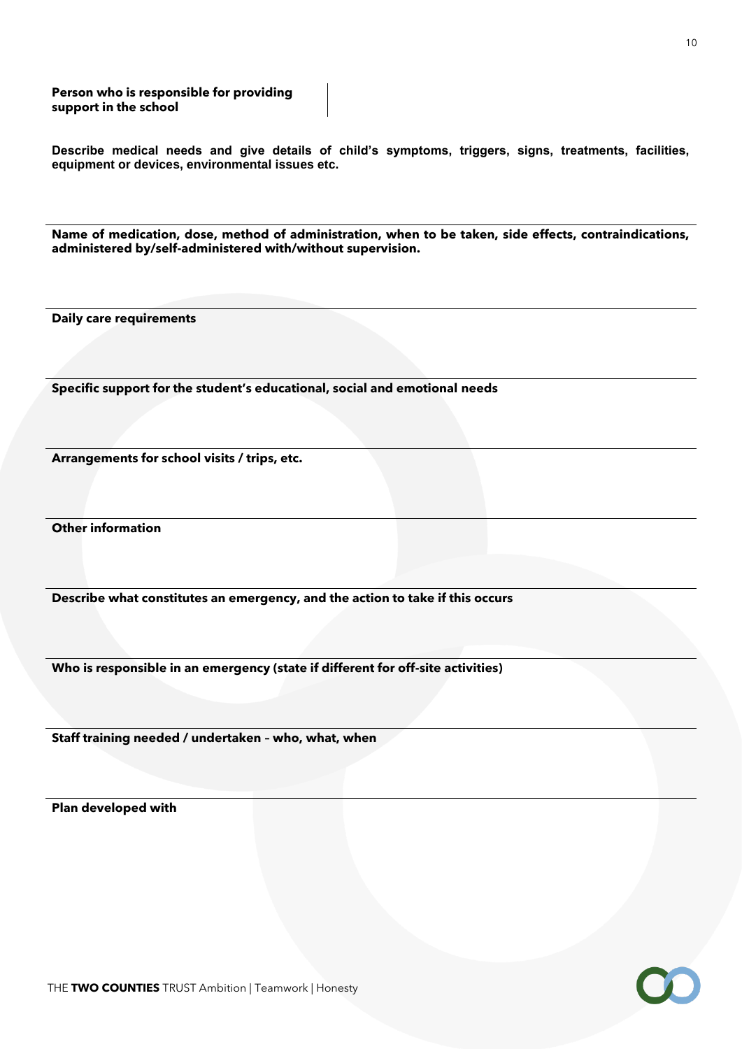| **Person who is responsible for providing support in the school** | |
|---|---|

**Describe medical needs and give details of child's symptoms, triggers, signs, treatments, facilities, equipment or devices, environmental issues etc.**

---

**Name of medication, dose, method of administration, when to be taken, side effects, contraindications, administered by/self-administered with/without supervision.**

---

**Daily care requirements**

---

**Specific support for the student's educational, social and emotional needs**

---

**Arrangements for school visits / trips, etc.**

---

**Other information**

---

**Describe what constitutes an emergency, and the action to take if this occurs**

---

**Who is responsible in an emergency (state if different for off-site activities)**

---

**Staff training needed / undertaken – who, what, when**

---

**Plan developed with**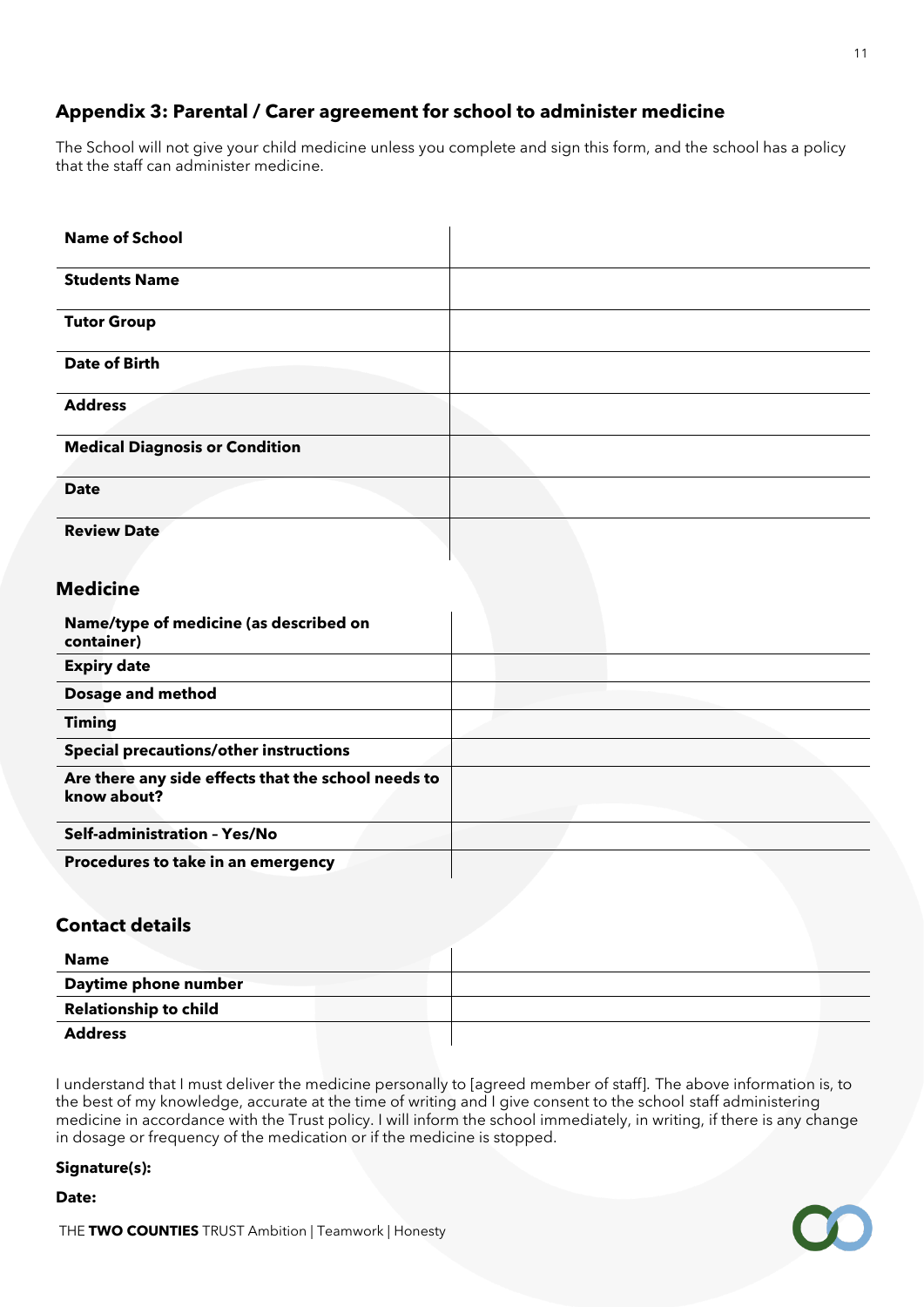## Appendix 3: Parental / Carer agreement for school to administer medicine

The School will not give your child medicine unless you complete and sign this form, and the school has a policy that the staff can administer medicine.

| | |
|---|---|
| **Name of School** | |
| **Students Name** | |
| **Tutor Group** | |
| **Date of Birth** | |
| **Address** | |
| **Medical Diagnosis or Condition** | |
| **Date** | |
| **Review Date** | |

### Medicine

| | |
|---|---|
| **Name/type of medicine (as described on container)** | |
| **Expiry date** | |
| **Dosage and method** | |
| **Timing** | |
| **Special precautions/other instructions** | |
| **Are there any side effects that the school needs to know about?** | |
| **Self-administration – Yes/No** | |
| **Procedures to take in an emergency** | |

### Contact details

| | |
|---|---|
| **Name** | |
| **Daytime phone number** | |
| **Relationship to child** | |
| **Address** | |

I understand that I must deliver the medicine personally to [agreed member of staff]. The above information is, to the best of my knowledge, accurate at the time of writing and I give consent to the school staff administering medicine in accordance with the Trust policy. I will inform the school immediately, in writing, if there is any change in dosage or frequency of the medication or if the medicine is stopped.

**Signature(s):**

**Date:**